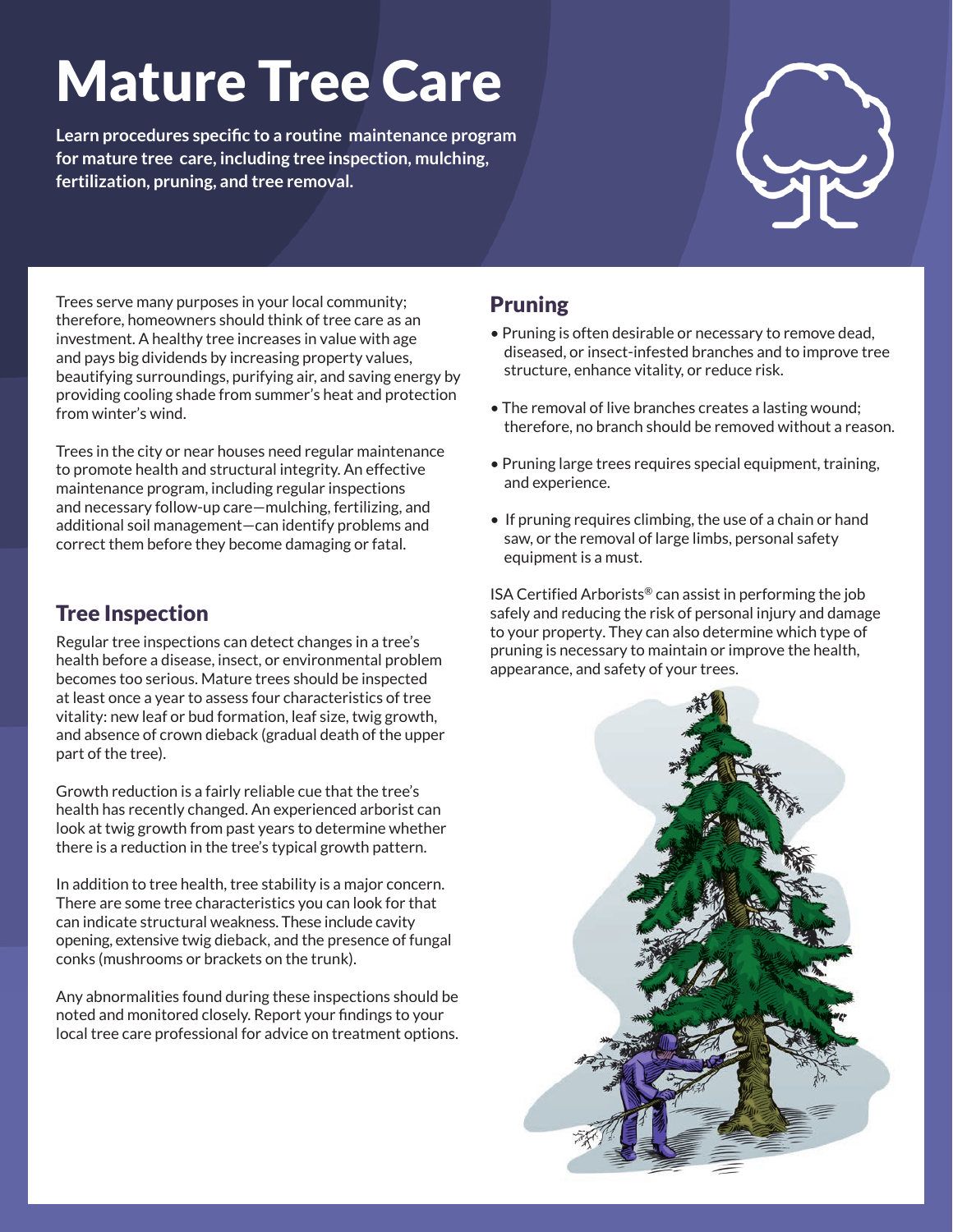# Mature Tree Care

**Learn procedures specific to a routine maintenance program for mature tree care, including tree inspection, mulching, fertilization, pruning, and tree removal.**

Trees serve many purposes in your local community; therefore, homeowners should think of tree care as an investment. A healthy tree increases in value with age and pays big dividends by increasing property values, beautifying surroundings, purifying air, and saving energy by providing cooling shade from summer's heat and protection from winter's wind.

Trees in the city or near houses need regular maintenance to promote health and structural integrity. An effective maintenance program, including regular inspections and necessary follow-up care—mulching, fertilizing, and additional soil management—can identify problems and correct them before they become damaging or fatal.

## Tree Inspection

Regular tree inspections can detect changes in a tree's health before a disease, insect, or environmental problem becomes too serious. Mature trees should be inspected at least once a year to assess four characteristics of tree vitality: new leaf or bud formation, leaf size, twig growth, and absence of crown dieback (gradual death of the upper part of the tree).

Growth reduction is a fairly reliable cue that the tree's health has recently changed. An experienced arborist can look at twig growth from past years to determine whether there is a reduction in the tree's typical growth pattern.

In addition to tree health, tree stability is a major concern. There are some tree characteristics you can look for that can indicate structural weakness. These include cavity opening, extensive twig dieback, and the presence of fungal conks (mushrooms or brackets on the trunk).

Any abnormalities found during these inspections should be noted and monitored closely. Report your findings to your local tree care professional for advice on treatment options.

## Pruning

- Pruning is often desirable or necessary to remove dead, diseased, or insect-infested branches and to improve tree structure, enhance vitality, or reduce risk.
- The removal of live branches creates a lasting wound; therefore, no branch should be removed without a reason.
- Pruning large trees requires special equipment, training, and experience.
- If pruning requires climbing, the use of a chain or hand saw, or the removal of large limbs, personal safety equipment is a must.

ISA Certified Arborists® can assist in performing the job safely and reducing the risk of personal injury and damage to your property. They can also determine which type of pruning is necessary to maintain or improve the health, appearance, and safety of your trees.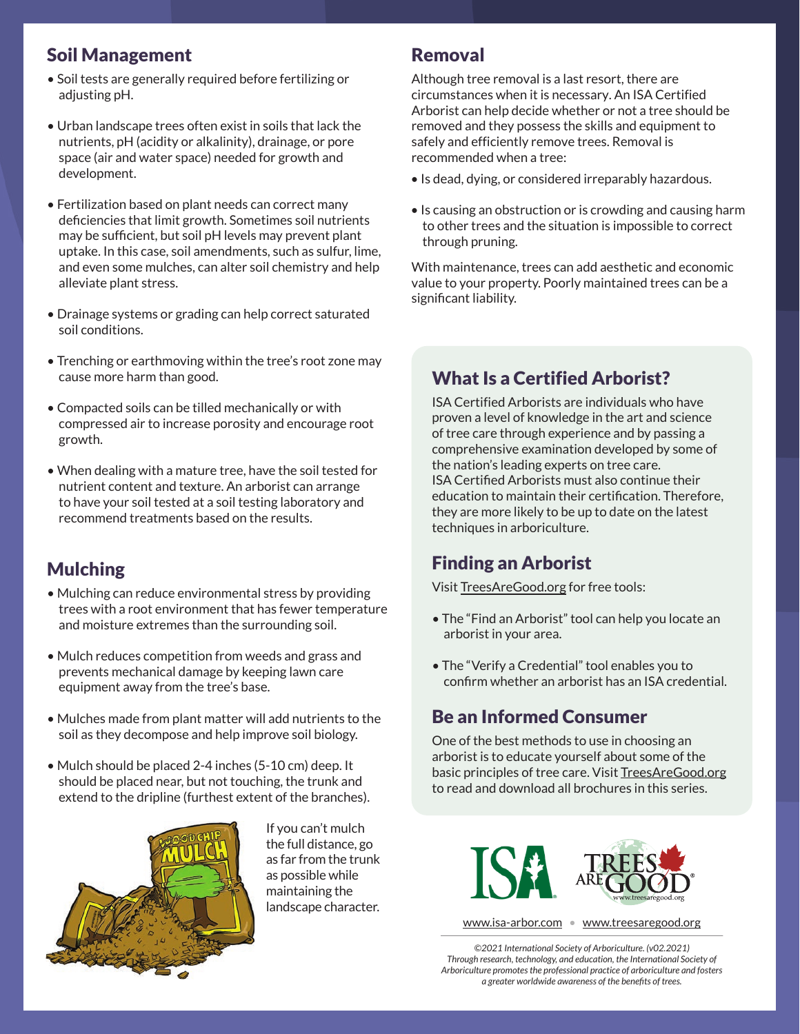## Soil Management

- Soil tests are generally required before fertilizing or adjusting pH.
- Urban landscape trees often exist in soils that lack the nutrients, pH (acidity or alkalinity), drainage, or pore space (air and water space) needed for growth and development.
- Fertilization based on plant needs can correct many deficiencies that limit growth. Sometimes soil nutrients may be sufficient, but soil pH levels may prevent plant uptake. In this case, soil amendments, such as sulfur, lime, and even some mulches, can alter soil chemistry and help alleviate plant stress.
- Drainage systems or grading can help correct saturated soil conditions.
- Trenching or earthmoving within the tree's root zone may cause more harm than good.
- Compacted soils can be tilled mechanically or with compressed air to increase porosity and encourage root growth.
- When dealing with a mature tree, have the soil tested for nutrient content and texture. An arborist can arrange to have your soil tested at a soil testing laboratory and recommend treatments based on the results.

## Mulching

- Mulching can reduce environmental stress by providing trees with a root environment that has fewer temperature and moisture extremes than the surrounding soil.
- Mulch reduces competition from weeds and grass and prevents mechanical damage by keeping lawn care equipment away from the tree's base.
- Mulches made from plant matter will add nutrients to the soil as they decompose and help improve soil biology.
- Mulch should be placed 2-4 inches (5-10 cm) deep. It should be placed near, but not touching, the trunk and extend to the dripline (furthest extent of the branches).

If you can't mulch the full distance, go as far from the trunk as possible while maintaining the landscape character.

## Removal

Although tree removal is a last resort, there are circumstances when it is necessary. An ISA Certified Arborist can help decide whether or not a tree should be removed and they possess the skills and equipment to safely and efficiently remove trees. Removal is recommended when a tree:

- Is dead, dying, or considered irreparably hazardous.
- Is causing an obstruction or is crowding and causing harm to other trees and the situation is impossible to correct through pruning.

With maintenance, trees can add aesthetic and economic value to your property. Poorly maintained trees can be a significant liability.

## What Is a Certified Arborist?

ISA Certified Arborists are individuals who have proven a level of knowledge in the art and science of tree care through experience and by passing a comprehensive examination developed by some of the nation's leading experts on tree care. ISA Certified Arborists must also continue their education to maintain their certification. Therefore, they are more likely to be up to date on the latest techniques in arboriculture.

## Finding an Arborist

Visit TreesAreGood.org for free tools:

- The "Find an Arborist" tool can help you locate an arborist in your area.
- The "Verify a Credential" tool enables you to confirm whether an arborist has an ISA credential.

## Be an Informed Consumer

One of the best methods to use in choosing an arborist is to educate yourself about some of the basic principles of tree care. Visit TreesAreGood.org to read and download all brochures in this series.

www.isa-arbor.com • www.treesaregood.org

*©2021 International Society of Arboriculture. (v02.2021)*
*Through research, technology, and education, the International Society of Arboriculture promotes the professional practice of arboriculture and fosters a greater worldwide awareness of the benefits of trees.*